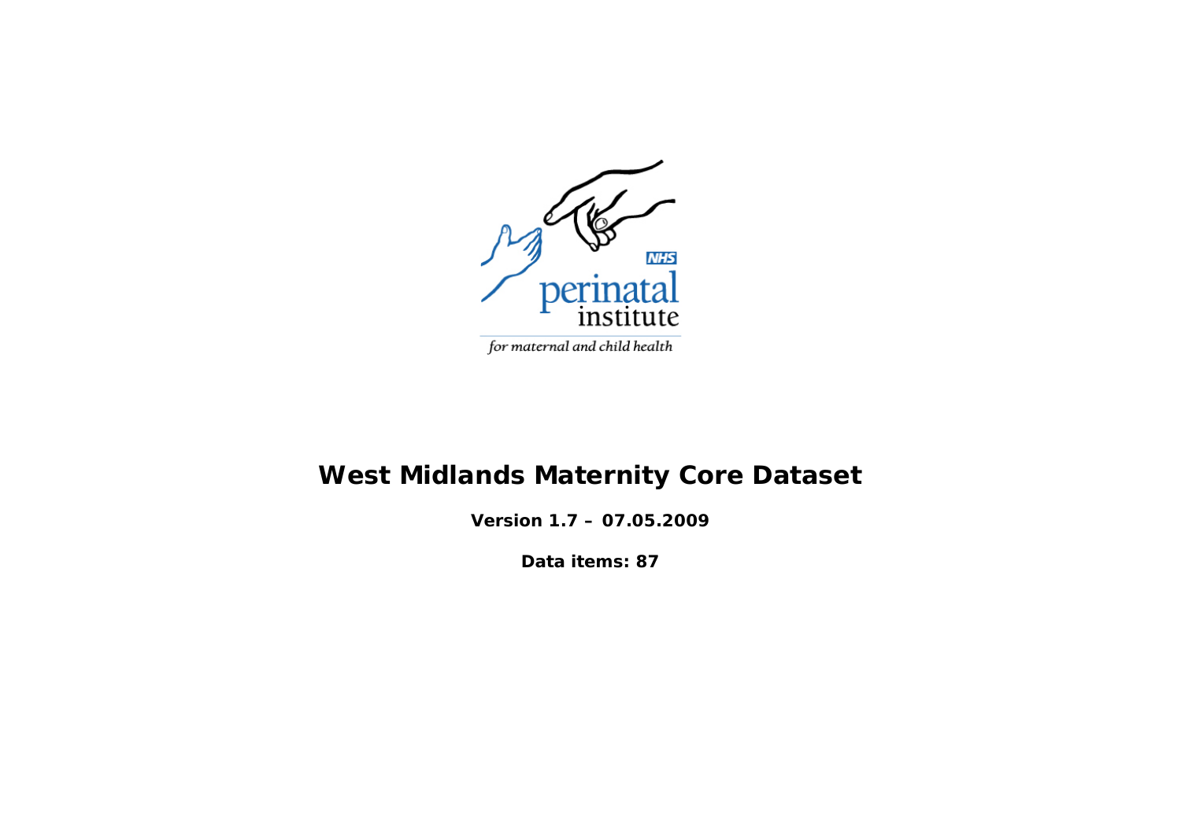# West Midlands Maternity Core Dataset

**Version 1.7 – 07.05.2009**

**Data items: 87**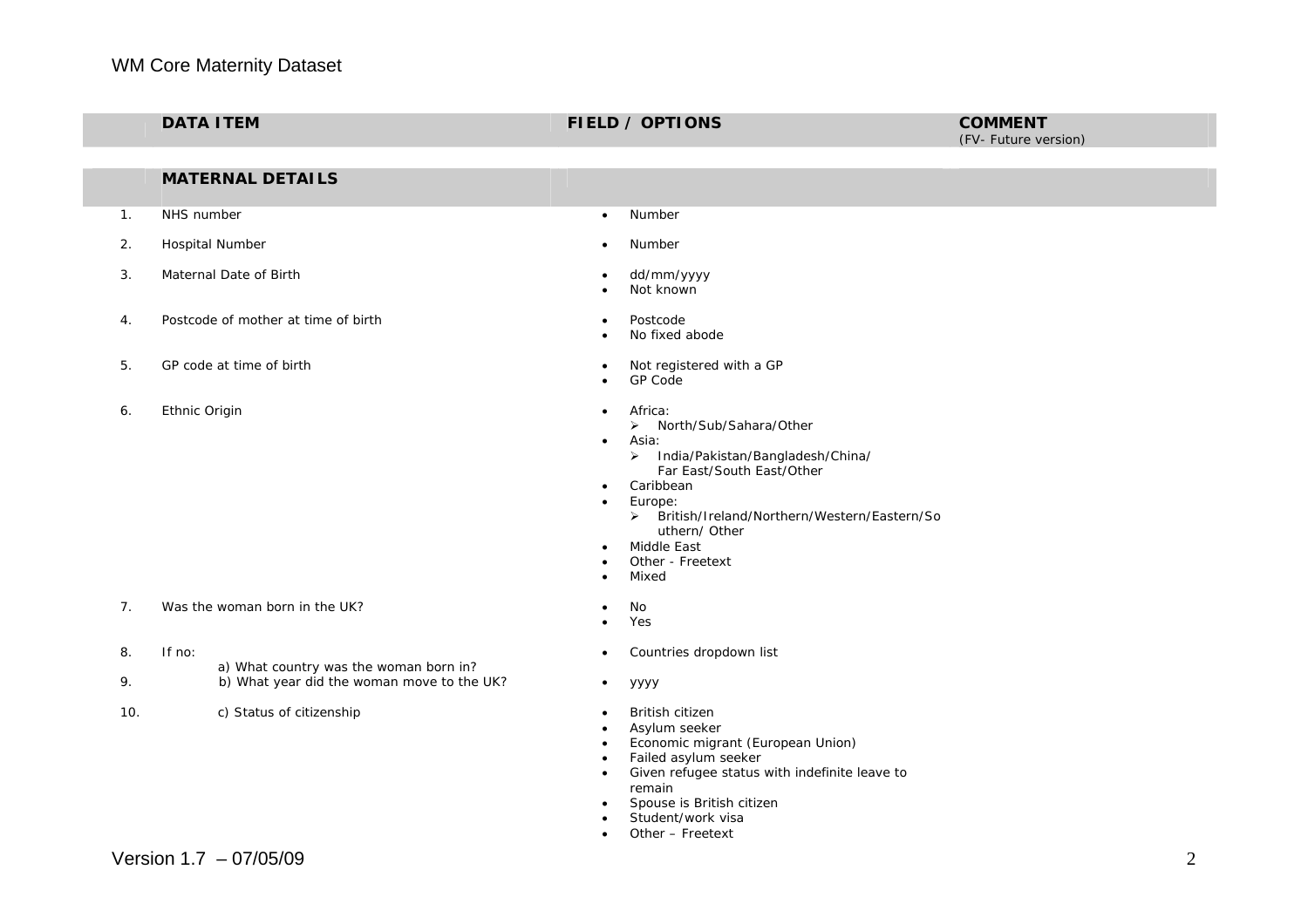# WM Core Maternity Dataset

| | DATA ITEM | FIELD / OPTIONS | COMMENT<br>(FV- Future version) |
|---|---|---|---|
| | **MATERNAL DETAILS** | | |
| 1. | NHS number | • Number | |
| 2. | Hospital Number | • Number | |
| 3. | Maternal Date of Birth | • dd/mm/yyyy<br>• Not known | |
| 4. | Postcode of mother at time of birth | • Postcode<br>• No fixed abode | |
| 5. | GP code at time of birth | • Not registered with a GP<br>• GP Code | |
| 6. | Ethnic Origin | • Africa:<br>➢ North/Sub/Sahara/Other<br>• Asia:<br>➢ India/Pakistan/Bangladesh/China/ Far East/South East/Other<br>• Caribbean<br>• Europe:<br>➢ British/Ireland/Northern/Western/Eastern/Southern/ Other<br>• Middle East<br>• Other - Freetext<br>• Mixed | |
| 7. | Was the woman born in the UK? | • No<br>• Yes | |
| 8. | If no:<br>a) What country was the woman born in? | • Countries dropdown list | |
| 9. | b) What year did the woman move to the UK? | • yyyy | |
| 10. | c) Status of citizenship | • British citizen<br>• Asylum seeker<br>• Economic migrant (European Union)<br>• Failed asylum seeker<br>• Given refugee status with indefinite leave to remain<br>• Spouse is British citizen<br>• Student/work visa<br>• Other – Freetext | |

Version 1.7 – 07/05/09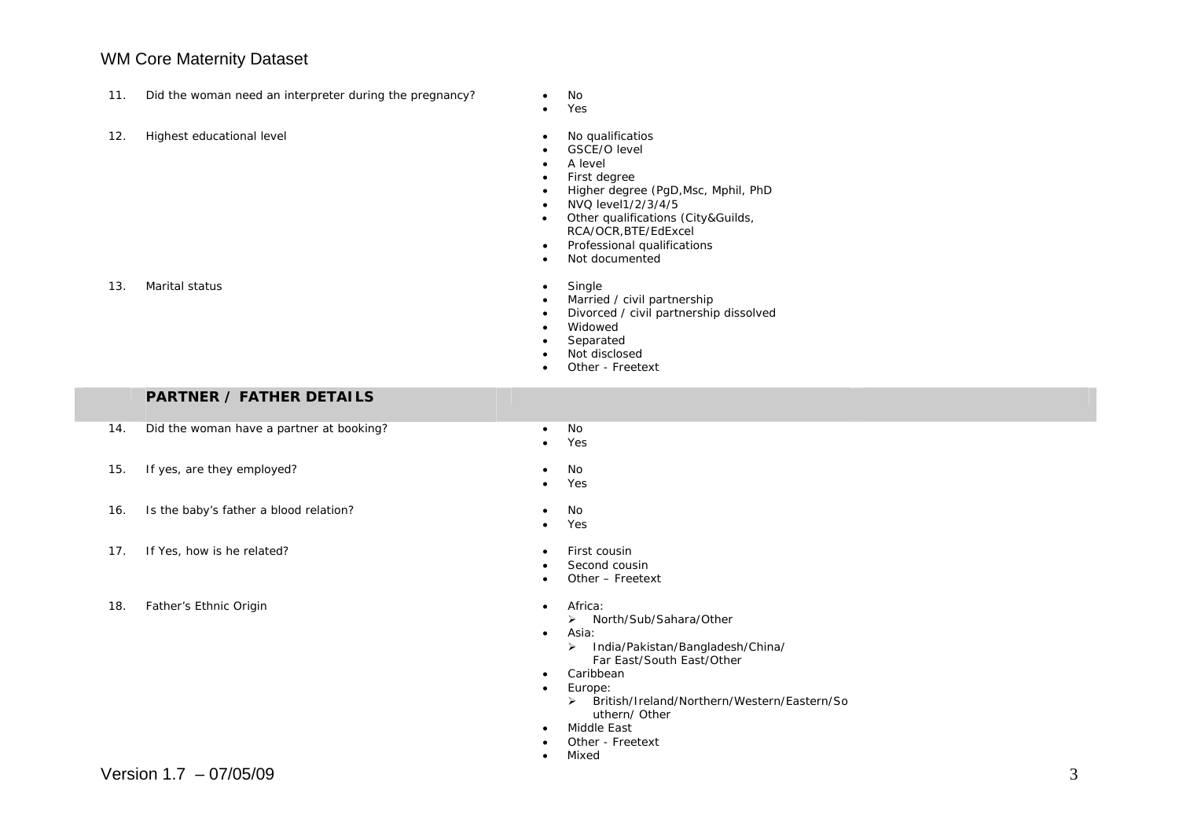| | | |
|---|---|---|
| 11. | Did the woman need an interpreter during the pregnancy? | • No<br>• Yes |
| 12. | Highest educational level | • No qualificatios<br>• GSCE/O level<br>• A level<br>• First degree<br>• Higher degree (PgD,Msc, Mphil, PhD<br>• NVQ level1/2/3/4/5<br>• Other qualifications (City&Guilds, RCA/OCR,BTE/EdExcel<br>• Professional qualifications<br>• Not documented |
| 13. | Marital status | • Single<br>• Married / civil partnership<br>• Divorced / civil partnership dissolved<br>• Widowed<br>• Separated<br>• Not disclosed<br>• Other - Freetext |
| | **PARTNER / FATHER DETAILS** | |
| 14. | Did the woman have a partner at booking? | • No<br>• Yes |
| 15. | If yes, are they employed? | • No<br>• Yes |
| 16. | Is the baby's father a blood relation? | • No<br>• Yes |
| 17. | If Yes, how is he related? | • First cousin<br>• Second cousin<br>• Other – Freetext |
| 18. | Father's Ethnic Origin | • Africa:<br>  ➢ North/Sub/Sahara/Other<br>• Asia:<br>  ➢ India/Pakistan/Bangladesh/China/ Far East/South East/Other<br>• Caribbean<br>• Europe:<br>  ➢ British/Ireland/Northern/Western/Eastern/Southern/ Other<br>• Middle East<br>• Other - Freetext<br>• Mixed |

Version 1.7 – 07/05/09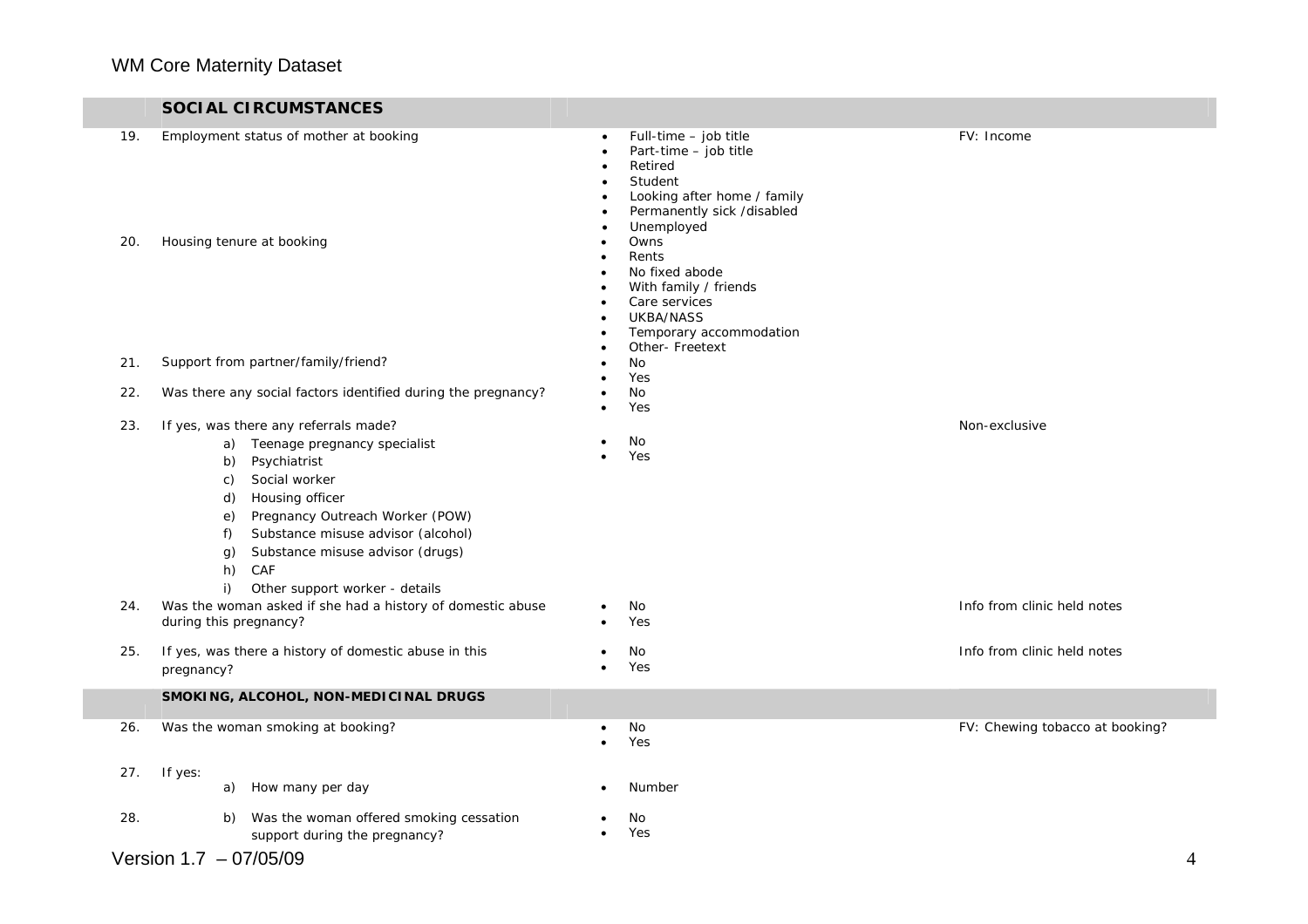| | **SOCIAL CIRCUMSTANCES** | | |
|---|---|---|---|
| 19. | Employment status of mother at booking | • Full-time – job title<br>• Part-time – job title<br>• Retired<br>• Student<br>• Looking after home / family<br>• Permanently sick /disabled<br>• Unemployed | FV: Income |
| 20. | Housing tenure at booking | • Owns<br>• Rents<br>• No fixed abode<br>• With family / friends<br>• Care services<br>• UKBA/NASS<br>• Temporary accommodation<br>• Other- Freetext | |
| 21. | Support from partner/family/friend? | • No<br>• Yes | |
| 22. | Was there any social factors identified during the pregnancy? | • No<br>• Yes | |
| 23. | If yes, was there any referrals made?<br>a) Teenage pregnancy specialist<br>b) Psychiatrist<br>c) Social worker<br>d) Housing officer<br>e) Pregnancy Outreach Worker (POW)<br>f) Substance misuse advisor (alcohol)<br>g) Substance misuse advisor (drugs)<br>h) CAF<br>i) Other support worker - details | • No<br>• Yes | Non-exclusive |
| 24. | Was the woman asked if she had a history of domestic abuse during this pregnancy? | • No<br>• Yes | Info from clinic held notes |
| 25. | If yes, was there a history of domestic abuse in this pregnancy? | • No<br>• Yes | Info from clinic held notes |
| | **SMOKING, ALCOHOL, NON-MEDICINAL DRUGS** | | |
| 26. | Was the woman smoking at booking? | • No<br>• Yes | FV: Chewing tobacco at booking? |
| 27. | If yes:<br>a) How many per day | • Number | |
| 28. | b) Was the woman offered smoking cessation support during the pregnancy? | • No<br>• Yes | |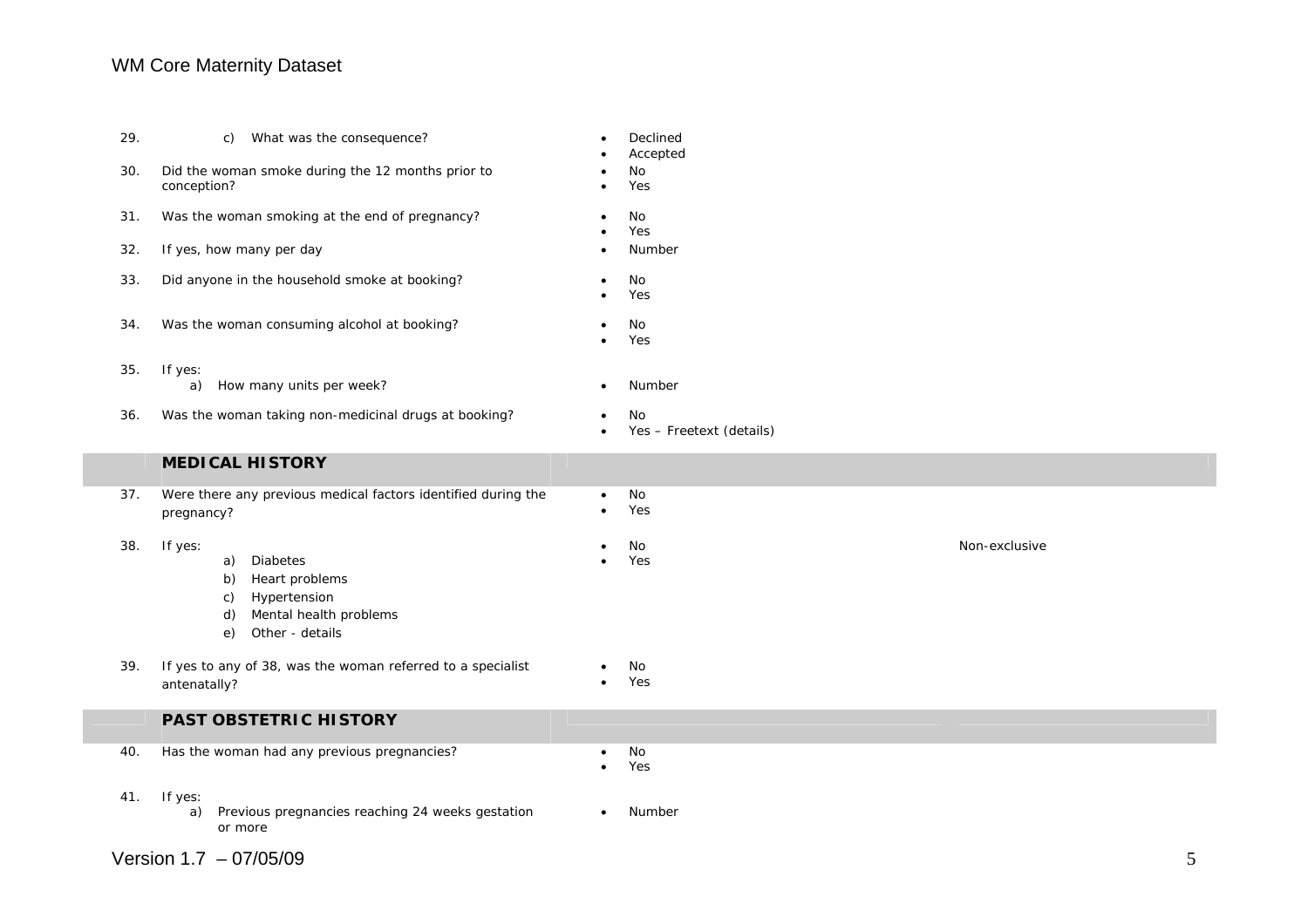| No. | Question | Response | Notes |
|---|---|---|---|
| 29. | c) What was the consequence? | • Declined<br>• Accepted | |
| 30. | Did the woman smoke during the 12 months prior to conception? | • No<br>• Yes | |
| 31. | Was the woman smoking at the end of pregnancy? | • No<br>• Yes | |
| 32. | If yes, how many per day | • Number | |
| 33. | Did anyone in the household smoke at booking? | • No<br>• Yes | |
| 34. | Was the woman consuming alcohol at booking? | • No<br>• Yes | |
| 35. | If yes:<br>a) How many units per week? | • Number | |
| 36. | Was the woman taking non-medicinal drugs at booking? | • No<br>• Yes – Freetext (details) | |
| | **MEDICAL HISTORY** | | |
| 37. | Were there any previous medical factors identified during the pregnancy? | • No<br>• Yes | |
| 38. | If yes:<br>a) Diabetes<br>b) Heart problems<br>c) Hypertension<br>d) Mental health problems<br>e) Other - details | • No<br>• Yes | Non-exclusive |
| 39. | If yes to any of 38, was the woman referred to a specialist antenatally? | • No<br>• Yes | |
| | **PAST OBSTETRIC HISTORY** | | |
| 40. | Has the woman had any previous pregnancies? | • No<br>• Yes | |
| 41. | If yes:<br>a) Previous pregnancies reaching 24 weeks gestation or more | • Number | |

Version 1.7 – 07/05/09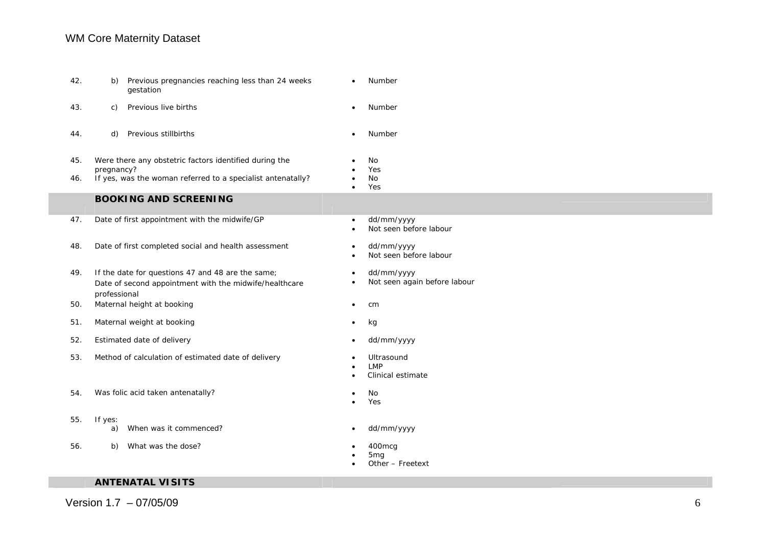| No. | Question | Response |
|---|---|---|
| 42. | b) Previous pregnancies reaching less than 24 weeks gestation | • Number |
| 43. | c) Previous live births | • Number |
| 44. | d) Previous stillbirths | • Number |
| 45. | Were there any obstetric factors identified during the pregnancy? | • No<br>• Yes |
| 46. | If yes, was the woman referred to a specialist antenatally? | • No<br>• Yes |
| | **BOOKING AND SCREENING** | |
| 47. | Date of first appointment with the midwife/GP | • dd/mm/yyyy<br>• Not seen before labour |
| 48. | Date of first completed social and health assessment | • dd/mm/yyyy<br>• Not seen before labour |
| 49. | If the date for questions 47 and 48 are the same;<br>Date of second appointment with the midwife/healthcare professional | • dd/mm/yyyy<br>• Not seen again before labour |
| 50. | Maternal height at booking | • cm |
| 51. | Maternal weight at booking | • kg |
| 52. | Estimated date of delivery | • dd/mm/yyyy |
| 53. | Method of calculation of estimated date of delivery | • Ultrasound<br>• LMP<br>• Clinical estimate |
| 54. | Was folic acid taken antenatally? | • No<br>• Yes |
| 55. | If yes:<br>a) When was it commenced? | • dd/mm/yyyy |
| 56. | b) What was the dose? | • 400mcg<br>• 5mg<br>• Other – Freetext |
| | **ANTENATAL VISITS** | |

Version 1.7 – 07/05/09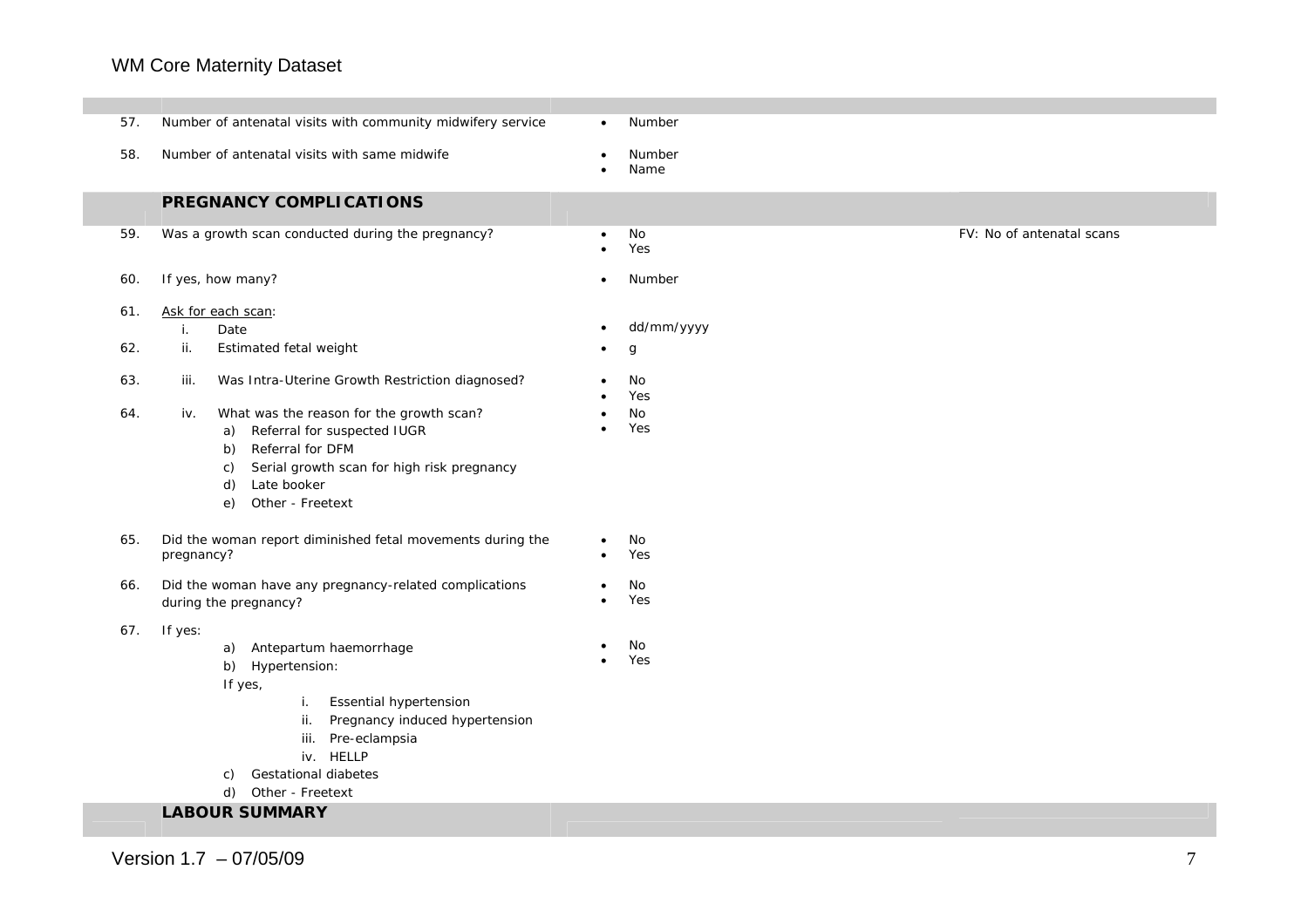| | | | |
|---|---|---|---|
| 57. | Number of antenatal visits with community midwifery service | • Number | |
| 58. | Number of antenatal visits with same midwife | • Number<br>• Name | |
| | **PREGNANCY COMPLICATIONS** | | |
| 59. | Was a growth scan conducted during the pregnancy? | • No<br>• Yes | FV: No of antenatal scans |
| 60. | If yes, how many? | • Number | |
| 61. | Ask for each scan:<br>i. Date | • dd/mm/yyyy | |
| 62. | ii. Estimated fetal weight | • g | |
| 63. | iii. Was Intra-Uterine Growth Restriction diagnosed? | • No<br>• Yes | |
| 64. | iv. What was the reason for the growth scan?<br>a) Referral for suspected IUGR<br>b) Referral for DFM<br>c) Serial growth scan for high risk pregnancy<br>d) Late booker<br>e) Other - Freetext | • No<br>• Yes | |
| 65. | Did the woman report diminished fetal movements during the pregnancy? | • No<br>• Yes | |
| 66. | Did the woman have any pregnancy-related complications during the pregnancy? | • No<br>• Yes | |
| 67. | If yes:<br>a) Antepartum haemorrhage<br>b) Hypertension:<br>If yes,<br>i. Essential hypertension<br>ii. Pregnancy induced hypertension<br>iii. Pre-eclampsia<br>iv. HELLP<br>c) Gestational diabetes<br>d) Other - Freetext | • No<br>• Yes | |
| | **LABOUR SUMMARY** | | |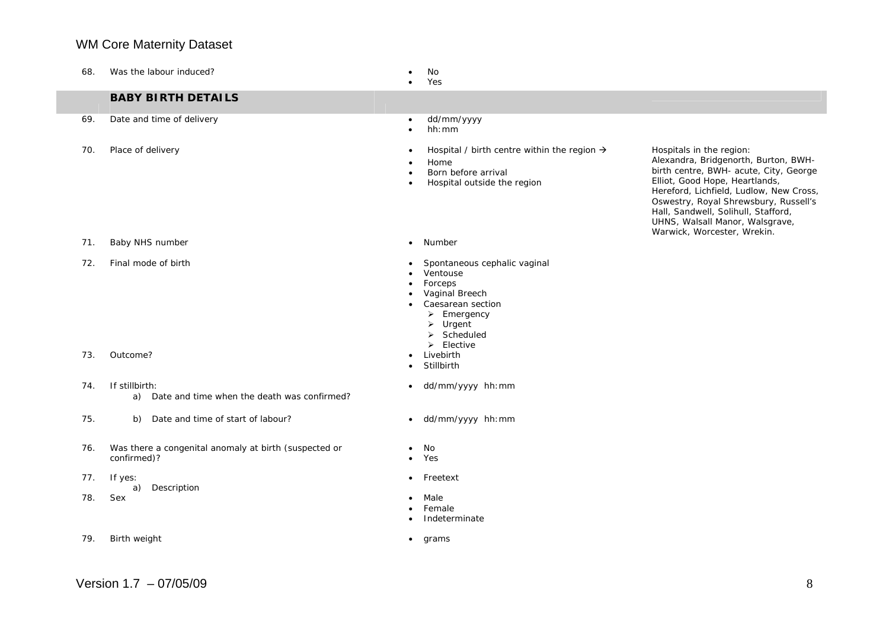| | | | |
|---|---|---|---|
| 68. | Was the labour induced? | • No<br>• Yes | |
| | **BABY BIRTH DETAILS** | | |
| 69. | Date and time of delivery | • dd/mm/yyyy<br>• hh:mm | |
| 70. | Place of delivery | • Hospital / birth centre within the region →<br>• Home<br>• Born before arrival<br>• Hospital outside the region | Hospitals in the region:<br>Alexandra, Bridgenorth, Burton, BWH-birth centre, BWH- acute, City, George Elliot, Good Hope, Heartlands, Hereford, Lichfield, Ludlow, New Cross, Oswestry, Royal Shrewsbury, Russell's Hall, Sandwell, Solihull, Stafford, UHNS, Walsall Manor, Walsgrave, Warwick, Worcester, Wrekin. |
| 71. | Baby NHS number | • Number | |
| 72. | Final mode of birth | • Spontaneous cephalic vaginal<br>• Ventouse<br>• Forceps<br>• Vaginal Breech<br>• Caesarean section<br>  ➢ Emergency<br>  ➢ Urgent<br>  ➢ Scheduled<br>  ➢ Elective | |
| 73. | Outcome? | • Livebirth<br>• Stillbirth | |
| 74. | If stillbirth:<br>a) Date and time when the death was confirmed? | • dd/mm/yyyy hh:mm | |
| 75. | b) Date and time of start of labour? | • dd/mm/yyyy hh:mm | |
| 76. | Was there a congenital anomaly at birth (suspected or confirmed)? | • No<br>• Yes | |
| 77. | If yes:<br>a) Description | • Freetext | |
| 78. | Sex | • Male<br>• Female<br>• Indeterminate | |
| 79. | Birth weight | • grams | |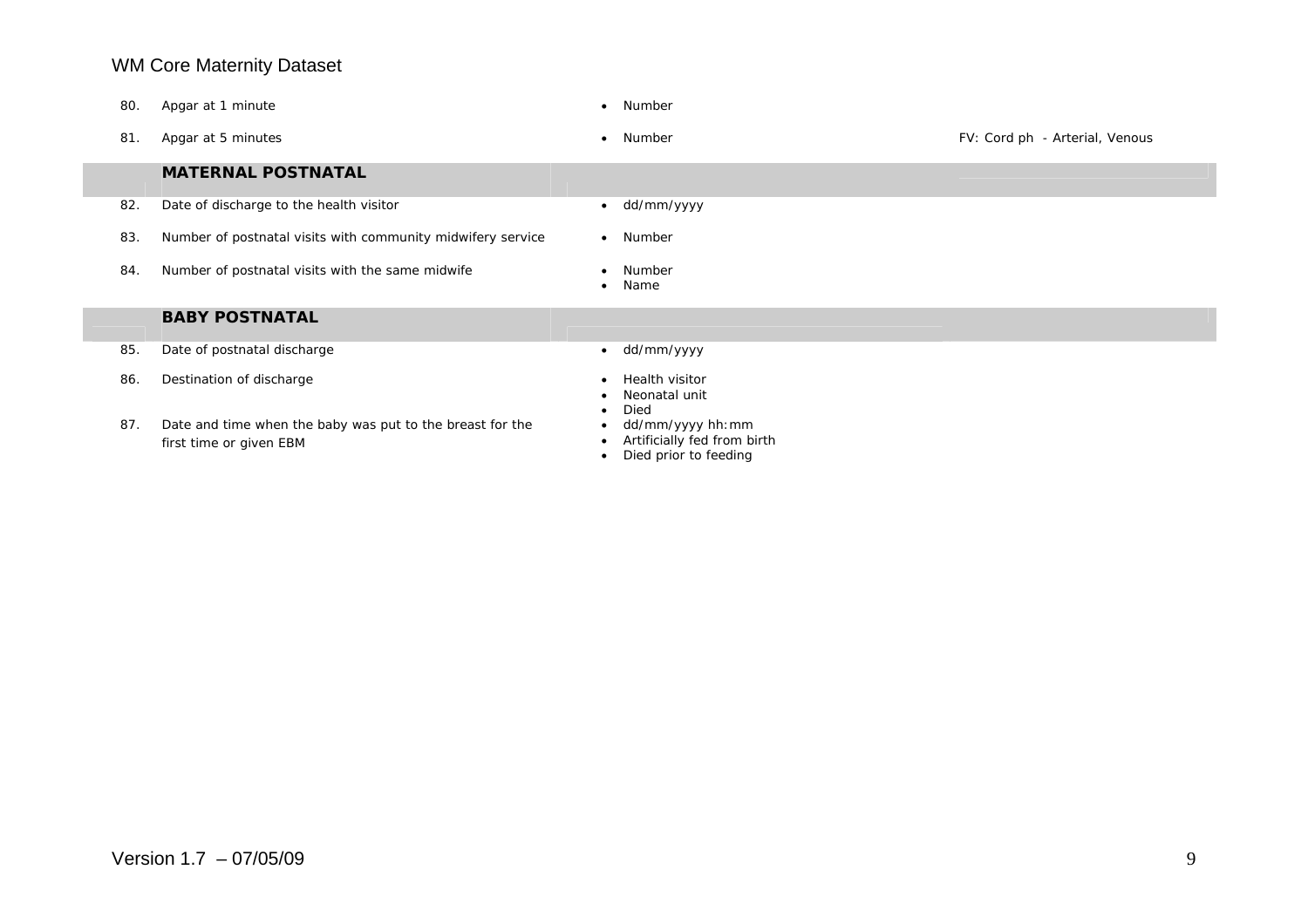| | | | |
|---|---|---|---|
| 80. | Apgar at 1 minute | • Number | |
| 81. | Apgar at 5 minutes | • Number | FV: Cord ph - Arterial, Venous |
| | **MATERNAL POSTNATAL** | | |
| 82. | Date of discharge to the health visitor | • dd/mm/yyyy | |
| 83. | Number of postnatal visits with community midwifery service | • Number | |
| 84. | Number of postnatal visits with the same midwife | • Number<br>• Name | |
| | **BABY POSTNATAL** | | |
| 85. | Date of postnatal discharge | • dd/mm/yyyy | |
| 86. | Destination of discharge | • Health visitor<br>• Neonatal unit<br>• Died | |
| 87. | Date and time when the baby was put to the breast for the first time or given EBM | • dd/mm/yyyy hh:mm<br>• Artificially fed from birth<br>• Died prior to feeding | |